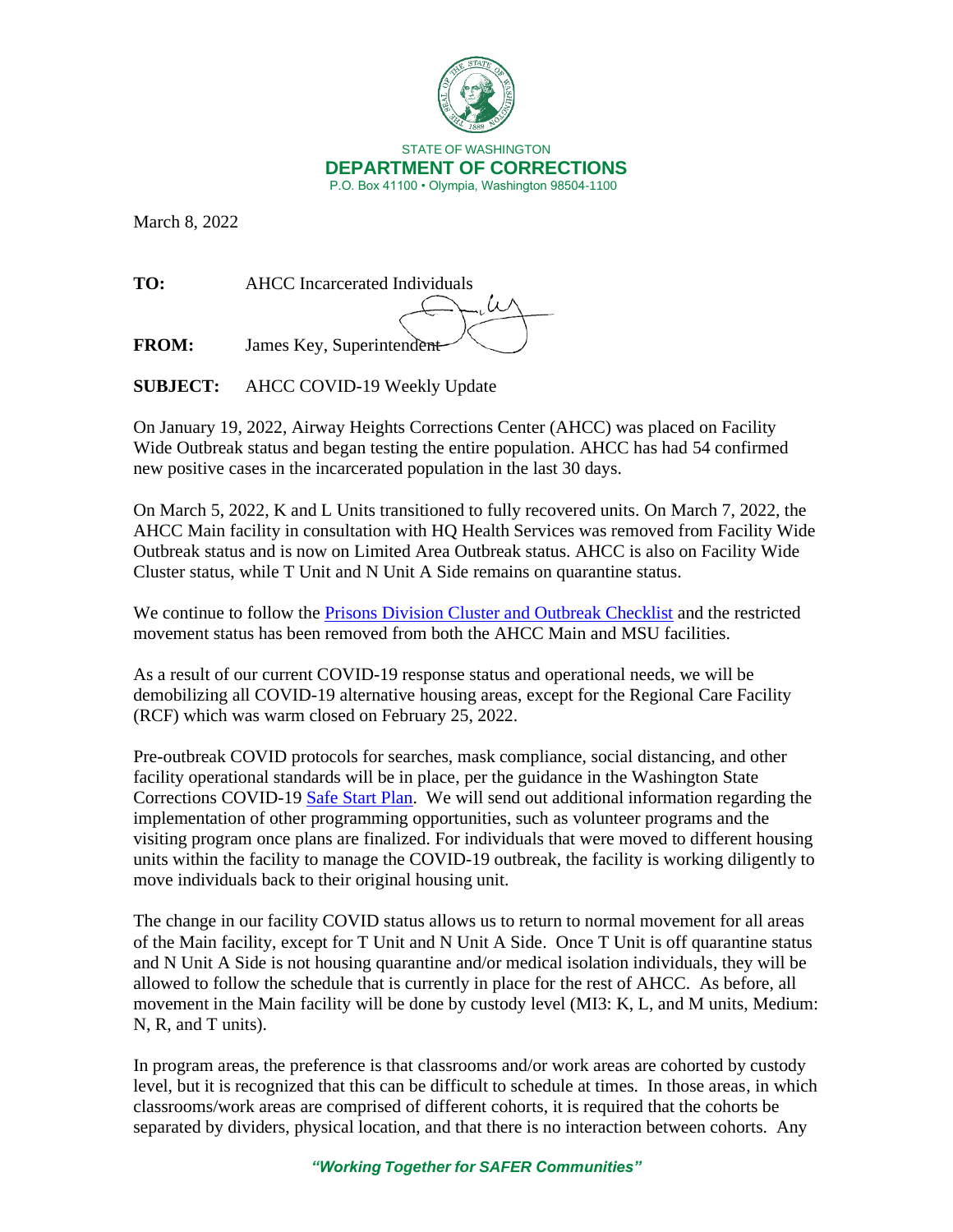STATE OF WASHINGTON

**DEPARTMENT OF CORRECTIONS**

P.O. Box 41100 • Olympia, Washington 98504-1100

March 8, 2022

**TO:** AHCC Incarcerated Individuals

**FROM:** James Key, Superintendent

**SUBJECT:** AHCC COVID-19 Weekly Update

On January 19, 2022, Airway Heights Corrections Center (AHCC) was placed on Facility Wide Outbreak status and began testing the entire population. AHCC has had 54 confirmed new positive cases in the incarcerated population in the last 30 days.

On March 5, 2022, K and L Units transitioned to fully recovered units. On March 7, 2022, the AHCC Main facility in consultation with HQ Health Services was removed from Facility Wide Outbreak status and is now on Limited Area Outbreak status. AHCC is also on Facility Wide Cluster status, while T Unit and N Unit A Side remains on quarantine status.

We continue to follow the [Prisons Division Cluster and Outbreak Checklist]() and the restricted movement status has been removed from both the AHCC Main and MSU facilities.

As a result of our current COVID-19 response status and operational needs, we will be demobilizing all COVID-19 alternative housing areas, except for the Regional Care Facility (RCF) which was warm closed on February 25, 2022.

Pre-outbreak COVID protocols for searches, mask compliance, social distancing, and other facility operational standards will be in place, per the guidance in the Washington State Corrections COVID-19 [Safe Start Plan](). We will send out additional information regarding the implementation of other programming opportunities, such as volunteer programs and the visiting program once plans are finalized. For individuals that were moved to different housing units within the facility to manage the COVID-19 outbreak, the facility is working diligently to move individuals back to their original housing unit.

The change in our facility COVID status allows us to return to normal movement for all areas of the Main facility, except for T Unit and N Unit A Side. Once T Unit is off quarantine status and N Unit A Side is not housing quarantine and/or medical isolation individuals, they will be allowed to follow the schedule that is currently in place for the rest of AHCC. As before, all movement in the Main facility will be done by custody level (MI3: K, L, and M units, Medium: N, R, and T units).

In program areas, the preference is that classrooms and/or work areas are cohorted by custody level, but it is recognized that this can be difficult to schedule at times. In those areas, in which classrooms/work areas are comprised of different cohorts, it is required that the cohorts be separated by dividers, physical location, and that there is no interaction between cohorts. Any

*"Working Together for SAFER Communities"*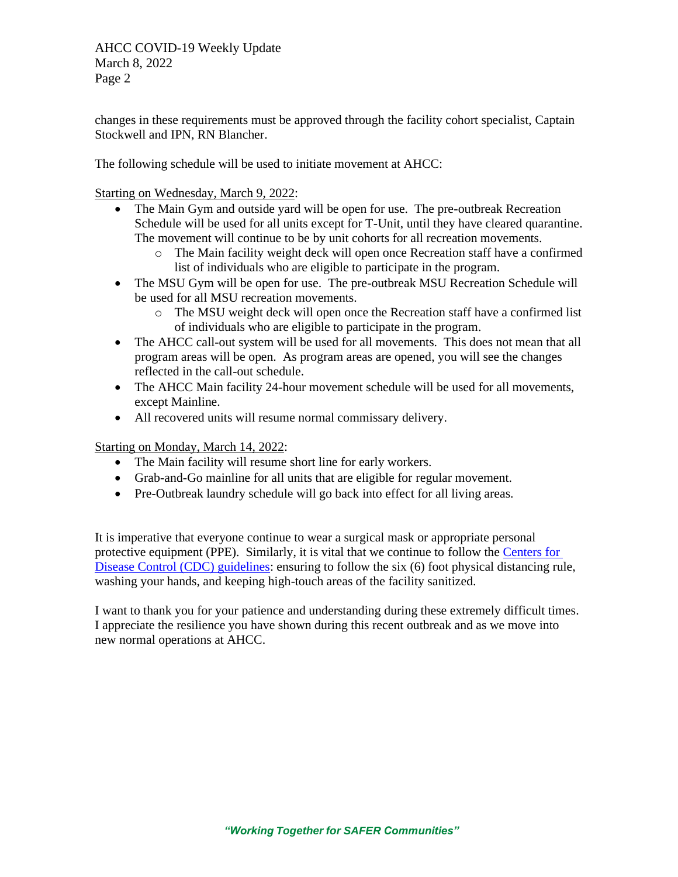changes in these requirements must be approved through the facility cohort specialist, Captain Stockwell and IPN, RN Blancher.

The following schedule will be used to initiate movement at AHCC:

Starting on Wednesday, March 9, 2022:

- The Main Gym and outside yard will be open for use. The pre-outbreak Recreation Schedule will be used for all units except for T-Unit, until they have cleared quarantine. The movement will continue to be by unit cohorts for all recreation movements.
  - The Main facility weight deck will open once Recreation staff have a confirmed list of individuals who are eligible to participate in the program.
- The MSU Gym will be open for use. The pre-outbreak MSU Recreation Schedule will be used for all MSU recreation movements.
  - The MSU weight deck will open once the Recreation staff have a confirmed list of individuals who are eligible to participate in the program.
- The AHCC call-out system will be used for all movements. This does not mean that all program areas will be open. As program areas are opened, you will see the changes reflected in the call-out schedule.
- The AHCC Main facility 24-hour movement schedule will be used for all movements, except Mainline.
- All recovered units will resume normal commissary delivery.

Starting on Monday, March 14, 2022:

- The Main facility will resume short line for early workers.
- Grab-and-Go mainline for all units that are eligible for regular movement.
- Pre-Outbreak laundry schedule will go back into effect for all living areas.

It is imperative that everyone continue to wear a surgical mask or appropriate personal protective equipment (PPE). Similarly, it is vital that we continue to follow the Centers for Disease Control (CDC) guidelines: ensuring to follow the six (6) foot physical distancing rule, washing your hands, and keeping high-touch areas of the facility sanitized.

I want to thank you for your patience and understanding during these extremely difficult times. I appreciate the resilience you have shown during this recent outbreak and as we move into new normal operations at AHCC.